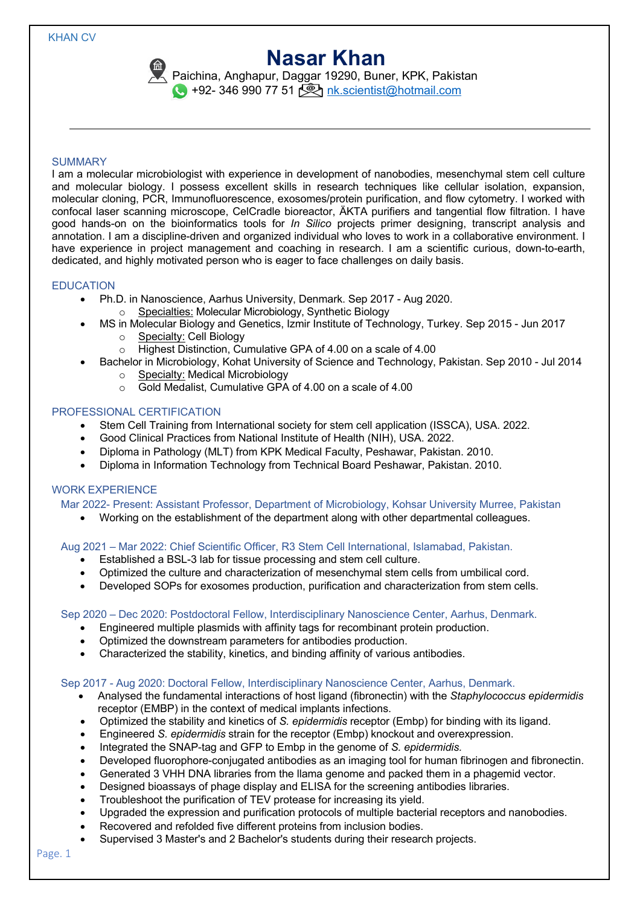# Nasar Khan

Paichina, Anghapur, Daggar 19290, Buner, KPK, Pakistan
+92- 346 990 77 51 [nk.scientist@hotmail.com](mailto:nk.scientist@hotmail.com)

---

## SUMMARY

I am a molecular microbiologist with experience in development of nanobodies, mesenchymal stem cell culture and molecular biology. I possess excellent skills in research techniques like cellular isolation, expansion, molecular cloning, PCR, Immunofluorescence, exosomes/protein purification, and flow cytometry. I worked with confocal laser scanning microscope, CelCradle bioreactor, ÄKTA purifiers and tangential flow filtration. I have good hands-on on the bioinformatics tools for *In Silico* projects primer designing, transcript analysis and annotation. I am a discipline-driven and organized individual who loves to work in a collaborative environment. I have experience in project management and coaching in research. I am a scientific curious, down-to-earth, dedicated, and highly motivated person who is eager to face challenges on daily basis.

## EDUCATION

- Ph.D. in Nanoscience, Aarhus University, Denmark. Sep 2017 - Aug 2020.
  - Specialties: Molecular Microbiology, Synthetic Biology
- MS in Molecular Biology and Genetics, Izmir Institute of Technology, Turkey. Sep 2015 - Jun 2017
  - Specialty: Cell Biology
  - Highest Distinction, Cumulative GPA of 4.00 on a scale of 4.00
- Bachelor in Microbiology, Kohat University of Science and Technology, Pakistan. Sep 2010 - Jul 2014
  - Specialty: Medical Microbiology
  - Gold Medalist, Cumulative GPA of 4.00 on a scale of 4.00

## PROFESSIONAL CERTIFICATION

- Stem Cell Training from International society for stem cell application (ISSCA), USA. 2022.
- Good Clinical Practices from National Institute of Health (NIH), USA. 2022.
- Diploma in Pathology (MLT) from KPK Medical Faculty, Peshawar, Pakistan. 2010.
- Diploma in Information Technology from Technical Board Peshawar, Pakistan. 2010.

## WORK EXPERIENCE

### Mar 2022- Present: Assistant Professor, Department of Microbiology, Kohsar University Murree, Pakistan

- Working on the establishment of the department along with other departmental colleagues.

### Aug 2021 – Mar 2022: Chief Scientific Officer, R3 Stem Cell International, Islamabad, Pakistan.

- Established a BSL-3 lab for tissue processing and stem cell culture.
- Optimized the culture and characterization of mesenchymal stem cells from umbilical cord.
- Developed SOPs for exosomes production, purification and characterization from stem cells.

### Sep 2020 – Dec 2020: Postdoctoral Fellow, Interdisciplinary Nanoscience Center, Aarhus, Denmark.

- Engineered multiple plasmids with affinity tags for recombinant protein production.
- Optimized the downstream parameters for antibodies production.
- Characterized the stability, kinetics, and binding affinity of various antibodies.

### Sep 2017 - Aug 2020: Doctoral Fellow, Interdisciplinary Nanoscience Center, Aarhus, Denmark.

- Analysed the fundamental interactions of host ligand (fibronectin) with the *Staphylococcus epidermidis* receptor (EMBP) in the context of medical implants infections.
- Optimized the stability and kinetics of *S. epidermidis* receptor (Embp) for binding with its ligand.
- Engineered *S. epidermidis* strain for the receptor (Embp) knockout and overexpression.
- Integrated the SNAP-tag and GFP to Embp in the genome of *S. epidermidis.*
- Developed fluorophore-conjugated antibodies as an imaging tool for human fibrinogen and fibronectin.
- Generated 3 VHH DNA libraries from the llama genome and packed them in a phagemid vector.
- Designed bioassays of phage display and ELISA for the screening antibodies libraries.
- Troubleshoot the purification of TEV protease for increasing its yield.
- Upgraded the expression and purification protocols of multiple bacterial receptors and nanobodies.
- Recovered and refolded five different proteins from inclusion bodies.
- Supervised 3 Master's and 2 Bachelor's students during their research projects.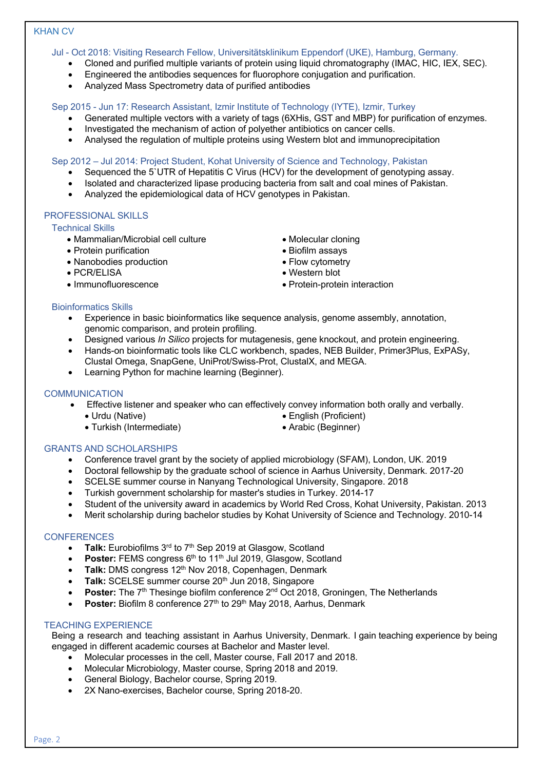Jul - Oct 2018: Visiting Research Fellow, Universitätsklinikum Eppendorf (UKE), Hamburg, Germany.

- Cloned and purified multiple variants of protein using liquid chromatography (IMAC, HIC, IEX, SEC).
- Engineered the antibodies sequences for fluorophore conjugation and purification.
- Analyzed Mass Spectrometry data of purified antibodies

Sep 2015 - Jun 17: Research Assistant, Izmir Institute of Technology (IYTE), Izmir, Turkey

- Generated multiple vectors with a variety of tags (6XHis, GST and MBP) for purification of enzymes.
- Investigated the mechanism of action of polyether antibiotics on cancer cells.
- Analysed the regulation of multiple proteins using Western blot and immunoprecipitation

Sep 2012 – Jul 2014: Project Student, Kohat University of Science and Technology, Pakistan

- Sequenced the 5`UTR of Hepatitis C Virus (HCV) for the development of genotyping assay.
- Isolated and characterized lipase producing bacteria from salt and coal mines of Pakistan.
- Analyzed the epidemiological data of HCV genotypes in Pakistan.

## PROFESSIONAL SKILLS

### Technical Skills

- Mammalian/Microbial cell culture
- Protein purification
- Nanobodies production
- PCR/ELISA
- Immunofluorescence
- Molecular cloning
- Biofilm assays
- Flow cytometry
- Western blot
- Protein-protein interaction

### Bioinformatics Skills

- Experience in basic bioinformatics like sequence analysis, genome assembly, annotation, genomic comparison, and protein profiling.
- Designed various *In Silico* projects for mutagenesis, gene knockout, and protein engineering.
- Hands-on bioinformatic tools like CLC workbench, spades, NEB Builder, Primer3Plus, ExPASy, Clustal Omega, SnapGene, UniProt/Swiss-Prot, ClustalX, and MEGA.
- Learning Python for machine learning (Beginner).

## COMMUNICATION

- Effective listener and speaker who can effectively convey information both orally and verbally.
  - Urdu (Native)
  - Turkish (Intermediate)
  - English (Proficient)
  - Arabic (Beginner)

## GRANTS AND SCHOLARSHIPS

- Conference travel grant by the society of applied microbiology (SFAM), London, UK. 2019
- Doctoral fellowship by the graduate school of science in Aarhus University, Denmark. 2017-20
- SCELSE summer course in Nanyang Technological University, Singapore. 2018
- Turkish government scholarship for master's studies in Turkey. 2014-17
- Student of the university award in academics by World Red Cross, Kohat University, Pakistan. 2013
- Merit scholarship during bachelor studies by Kohat University of Science and Technology. 2010-14

## CONFERENCES

- **Talk:** Eurobiofilms 3rd to 7th Sep 2019 at Glasgow, Scotland
- **Poster:** FEMS congress 6th to 11th Jul 2019, Glasgow, Scotland
- **Talk:** DMS congress 12th Nov 2018, Copenhagen, Denmark
- **Talk:** SCELSE summer course 20th Jun 2018, Singapore
- **Poster:** The 7th Thesinge biofilm conference 2nd Oct 2018, Groningen, The Netherlands
- **Poster:** Biofilm 8 conference 27th to 29th May 2018, Aarhus, Denmark

## TEACHING EXPERIENCE

Being a research and teaching assistant in Aarhus University, Denmark. I gain teaching experience by being engaged in different academic courses at Bachelor and Master level.

- Molecular processes in the cell, Master course, Fall 2017 and 2018.
- Molecular Microbiology, Master course, Spring 2018 and 2019.
- General Biology, Bachelor course, Spring 2019.
- 2X Nano-exercises, Bachelor course, Spring 2018-20.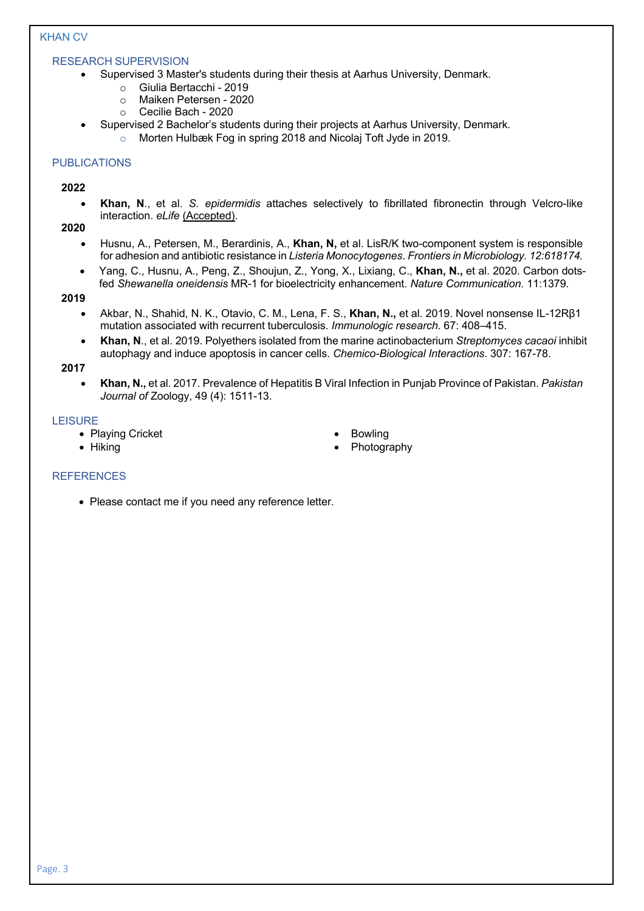## RESEARCH SUPERVISION

- Supervised 3 Master's students during their thesis at Aarhus University, Denmark.
  - Giulia Bertacchi - 2019
  - Maiken Petersen - 2020
  - Cecilie Bach - 2020
- Supervised 2 Bachelor's students during their projects at Aarhus University, Denmark.
  - Morten Hulbæk Fog in spring 2018 and Nicolaj Toft Jyde in 2019.

## PUBLICATIONS

### 2022

- **Khan, N**., et al. *S. epidermidis* attaches selectively to fibrillated fibronectin through Velcro-like interaction. *eLife* (Accepted).

### 2020

- Husnu, A., Petersen, M., Berardinis, A., **Khan, N,** et al. LisR/K two-component system is responsible for adhesion and antibiotic resistance in *Listeria Monocytogenes*. *Frontiers in Microbiology. 12:618174.*
- Yang, C., Husnu, A., Peng, Z., Shoujun, Z., Yong, X., Lixiang, C., **Khan, N.,** et al. 2020. Carbon dots-fed *Shewanella oneidensis* MR-1 for bioelectricity enhancement. *Nature Communication*. 11:1379.

### 2019

- Akbar, N., Shahid, N. K., Otavio, C. M., Lena, F. S., **Khan, N.,** et al. 2019. Novel nonsense IL-12Rβ1 mutation associated with recurrent tuberculosis. *Immunologic research*. 67: 408–415.
- **Khan, N**., et al. 2019. Polyethers isolated from the marine actinobacterium *Streptomyces cacaoi* inhibit autophagy and induce apoptosis in cancer cells. *Chemico-Biological Interactions*. 307: 167-78.

### 2017

- **Khan, N.,** et al. 2017. Prevalence of Hepatitis B Viral Infection in Punjab Province of Pakistan. *Pakistan Journal of* Zoology, 49 (4): 1511-13.

## LEISURE

- Playing Cricket
- Hiking
- Bowling
- Photography

## REFERENCES

- Please contact me if you need any reference letter.